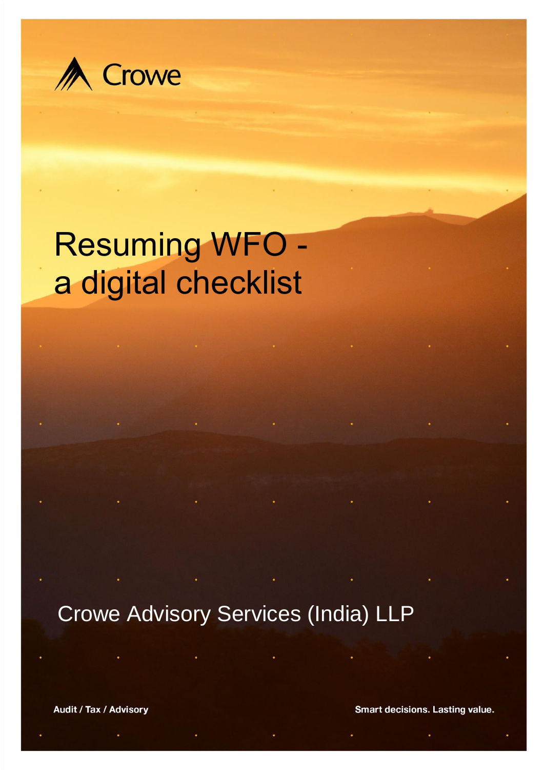Crowe

# Resuming WFO - a digital checklist

Crowe Advisory Services (India) LLP

**Audit / Tax / Advisory**

**Smart decisions. Lasting value.**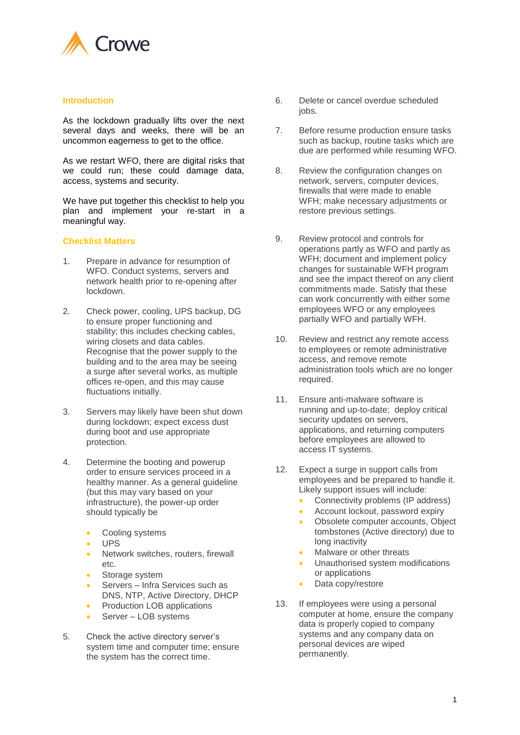## Introduction

As the lockdown gradually lifts over the next several days and weeks, there will be an uncommon eagerness to get to the office.

As we restart WFO, there are digital risks that we could run; these could damage data, access, systems and security.

We have put together this checklist to help you plan and implement your re-start in a meaningful way.

## Checklist Matters

1. Prepare in advance for resumption of WFO. Conduct systems, servers and network health prior to re-opening after lockdown.

2. Check power, cooling, UPS backup, DG to ensure proper functioning and stability; this includes checking cables, wiring closets and data cables. Recognise that the power supply to the building and to the area may be seeing a surge after several works, as multiple offices re-open, and this may cause fluctuations initially.

3. Servers may likely have been shut down during lockdown; expect excess dust during boot and use appropriate protection.

4. Determine the booting and powerup order to ensure services proceed in a healthy manner. As a general guideline (but this may vary based on your infrastructure), the power-up order should typically be

    - Cooling systems
    - UPS
    - Network switches, routers, firewall etc.
    - Storage system
    - Servers – Infra Services such as DNS, NTP, Active Directory, DHCP
    - Production LOB applications
    - Server – LOB systems

5. Check the active directory server's system time and computer time; ensure the system has the correct time.

6. Delete or cancel overdue scheduled jobs.

7. Before resume production ensure tasks such as backup, routine tasks which are due are performed while resuming WFO.

8. Review the configuration changes on network, servers, computer devices, firewalls that were made to enable WFH; make necessary adjustments or restore previous settings.

9. Review protocol and controls for operations partly as WFO and partly as WFH; document and implement policy changes for sustainable WFH program and see the impact thereof on any client commitments made. Satisfy that these can work concurrently with either some employees WFO or any employees partially WFO and partially WFH.

10. Review and restrict any remote access to employees or remote administrative access, and remove remote administration tools which are no longer required.

11. Ensure anti-malware software is running and up-to-date; deploy critical security updates on servers, applications, and returning computers before employees are allowed to access IT systems.

12. Expect a surge in support calls from employees and be prepared to handle it. Likely support issues will include:

    - Connectivity problems (IP address)
    - Account lockout, password expiry
    - Obsolete computer accounts, Object tombstones (Active directory) due to long inactivity
    - Malware or other threats
    - Unauthorised system modifications or applications
    - Data copy/restore

13. If employees were using a personal computer at home, ensure the company data is properly copied to company systems and any company data on personal devices are wiped permanently.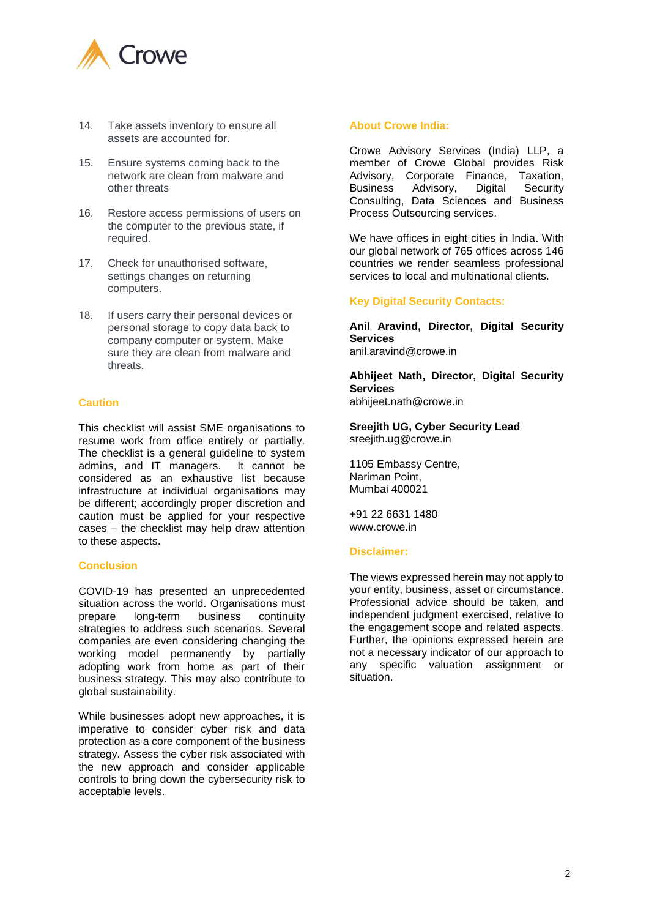14. Take assets inventory to ensure all assets are accounted for.

15. Ensure systems coming back to the network are clean from malware and other threats

16. Restore access permissions of users on the computer to the previous state, if required.

17. Check for unauthorised software, settings changes on returning computers.

18. If users carry their personal devices or personal storage to copy data back to company computer or system. Make sure they are clean from malware and threats.

## Caution

This checklist will assist SME organisations to resume work from office entirely or partially. The checklist is a general guideline to system admins, and IT managers. It cannot be considered as an exhaustive list because infrastructure at individual organisations may be different; accordingly proper discretion and caution must be applied for your respective cases – the checklist may help draw attention to these aspects.

## Conclusion

COVID-19 has presented an unprecedented situation across the world. Organisations must prepare long-term business continuity strategies to address such scenarios. Several companies are even considering changing the working model permanently by partially adopting work from home as part of their business strategy. This may also contribute to global sustainability.

While businesses adopt new approaches, it is imperative to consider cyber risk and data protection as a core component of the business strategy. Assess the cyber risk associated with the new approach and consider applicable controls to bring down the cybersecurity risk to acceptable levels.

## About Crowe India:

Crowe Advisory Services (India) LLP, a member of Crowe Global provides Risk Advisory, Corporate Finance, Taxation, Business Advisory, Digital Security Consulting, Data Sciences and Business Process Outsourcing services.

We have offices in eight cities in India. With our global network of 765 offices across 146 countries we render seamless professional services to local and multinational clients.

## Key Digital Security Contacts:

**Anil Aravind, Director, Digital Security Services**
anil.aravind@crowe.in

**Abhijeet Nath, Director, Digital Security Services**
abhijeet.nath@crowe.in

**Sreejith UG, Cyber Security Lead**
sreejith.ug@crowe.in

1105 Embassy Centre,
Nariman Point,
Mumbai 400021

+91 22 6631 1480
www.crowe.in

## Disclaimer:

The views expressed herein may not apply to your entity, business, asset or circumstance. Professional advice should be taken, and independent judgment exercised, relative to the engagement scope and related aspects. Further, the opinions expressed herein are not a necessary indicator of our approach to any specific valuation assignment or situation.